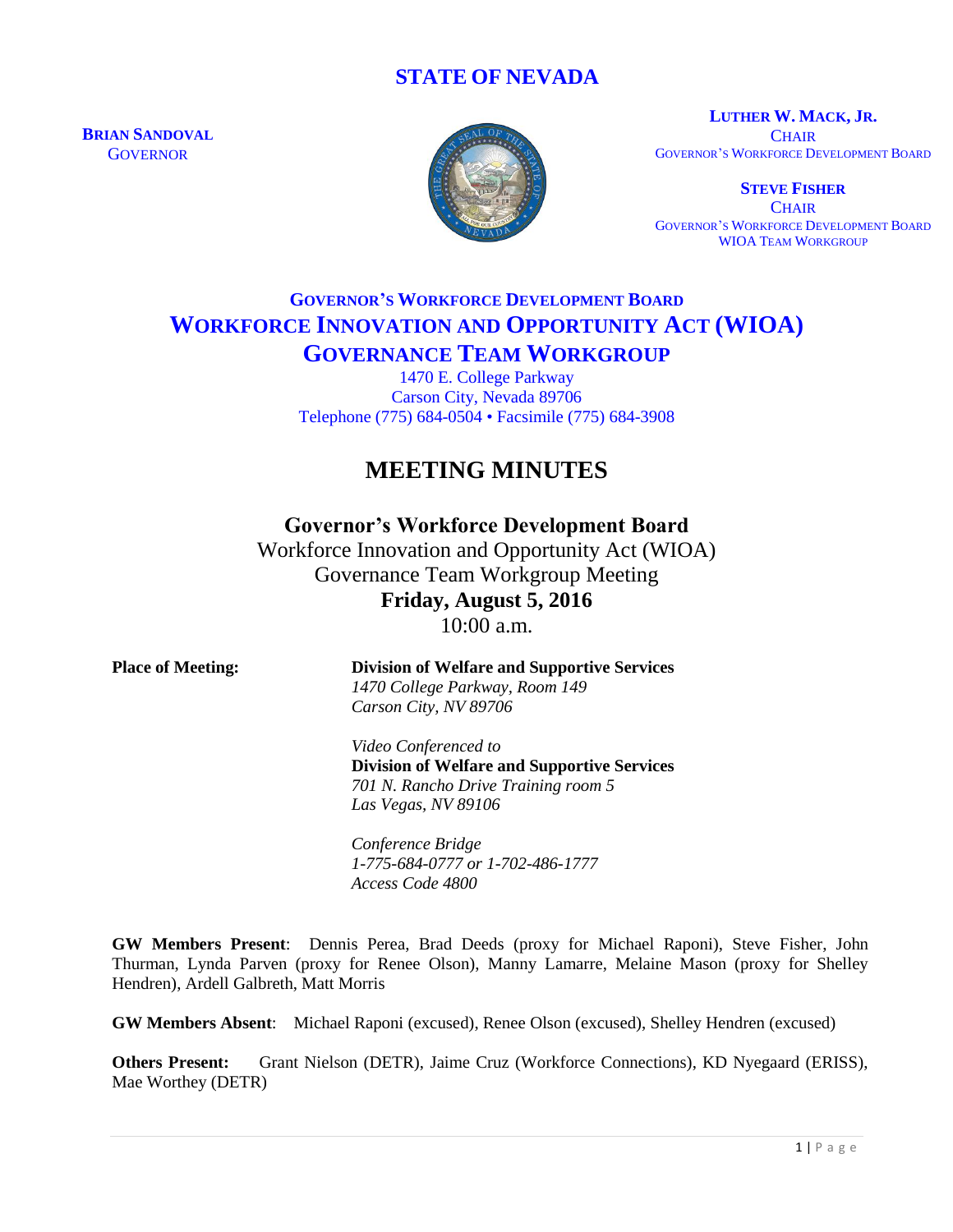# STATE OF NEVADA

**BRIAN SANDOVAL**
GOVERNOR

**LUTHER W. MACK, JR.**
CHAIR
GOVERNOR'S WORKFORCE DEVELOPMENT BOARD

**STEVE FISHER**
CHAIR
GOVERNOR'S WORKFORCE DEVELOPMENT BOARD
WIOA TEAM WORKGROUP

## GOVERNOR'S WORKFORCE DEVELOPMENT BOARD
## WORKFORCE INNOVATION AND OPPORTUNITY ACT (WIOA)
## GOVERNANCE TEAM WORKGROUP

1470 E. College Parkway
Carson City, Nevada 89706
Telephone (775) 684-0504 • Facsimile (775) 684-3908

# MEETING MINUTES

**Governor's Workforce Development Board**
Workforce Innovation and Opportunity Act (WIOA)
Governance Team Workgroup Meeting
**Friday, August 5, 2016**
10:00 a.m.

**Place of Meeting:**

**Division of Welfare and Supportive Services**
*1470 College Parkway, Room 149*
*Carson City, NV 89706*

*Video Conferenced to*
**Division of Welfare and Supportive Services**
*701 N. Rancho Drive Training room 5*
*Las Vegas, NV 89106*

*Conference Bridge*
*1-775-684-0777 or 1-702-486-1777*
*Access Code 4800*

**GW Members Present**: Dennis Perea, Brad Deeds (proxy for Michael Raponi), Steve Fisher, John Thurman, Lynda Parven (proxy for Renee Olson), Manny Lamarre, Melaine Mason (proxy for Shelley Hendren), Ardell Galbreth, Matt Morris

**GW Members Absent**: Michael Raponi (excused), Renee Olson (excused), Shelley Hendren (excused)

**Others Present:** Grant Nielson (DETR), Jaime Cruz (Workforce Connections), KD Nyegaard (ERISS), Mae Worthey (DETR)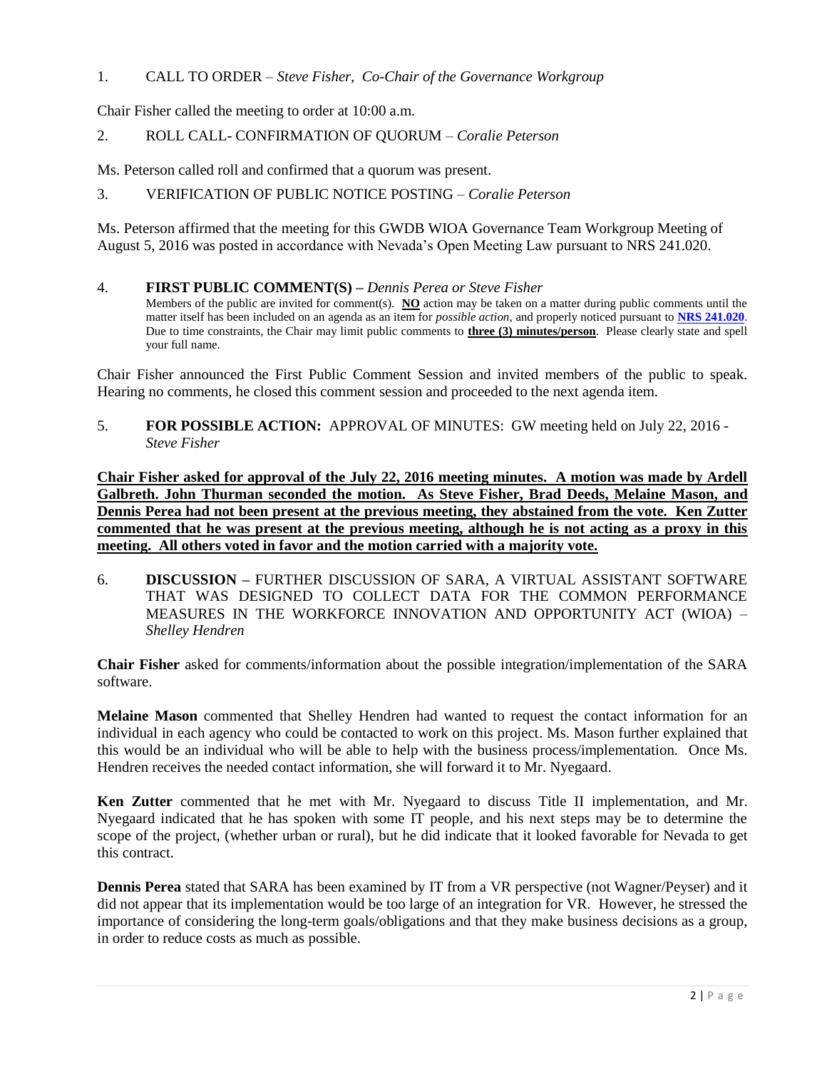1. CALL TO ORDER – *Steve Fisher, Co-Chair of the Governance Workgroup*

Chair Fisher called the meeting to order at 10:00 a.m.

2. ROLL CALL- CONFIRMATION OF QUORUM – *Coralie Peterson*

Ms. Peterson called roll and confirmed that a quorum was present.

3. VERIFICATION OF PUBLIC NOTICE POSTING – *Coralie Peterson*

Ms. Peterson affirmed that the meeting for this GWDB WIOA Governance Team Workgroup Meeting of August 5, 2016 was posted in accordance with Nevada's Open Meeting Law pursuant to NRS 241.020.

4. **FIRST PUBLIC COMMENT(S) –** *Dennis Perea or Steve Fisher*
Members of the public are invited for comment(s). **NO** action may be taken on a matter during public comments until the matter itself has been included on an agenda as an item for *possible action*, and properly noticed pursuant to **NRS 241.020**. Due to time constraints, the Chair may limit public comments to **three (3) minutes/person**. Please clearly state and spell your full name.

Chair Fisher announced the First Public Comment Session and invited members of the public to speak. Hearing no comments, he closed this comment session and proceeded to the next agenda item.

5. **FOR POSSIBLE ACTION:** APPROVAL OF MINUTES: GW meeting held on July 22, 2016 - *Steve Fisher*

**Chair Fisher asked for approval of the July 22, 2016 meeting minutes. A motion was made by Ardell Galbreth. John Thurman seconded the motion. As Steve Fisher, Brad Deeds, Melaine Mason, and Dennis Perea had not been present at the previous meeting, they abstained from the vote. Ken Zutter commented that he was present at the previous meeting, although he is not acting as a proxy in this meeting. All others voted in favor and the motion carried with a majority vote.**

6. **DISCUSSION –** FURTHER DISCUSSION OF SARA, A VIRTUAL ASSISTANT SOFTWARE THAT WAS DESIGNED TO COLLECT DATA FOR THE COMMON PERFORMANCE MEASURES IN THE WORKFORCE INNOVATION AND OPPORTUNITY ACT (WIOA) – *Shelley Hendren*

**Chair Fisher** asked for comments/information about the possible integration/implementation of the SARA software.

**Melaine Mason** commented that Shelley Hendren had wanted to request the contact information for an individual in each agency who could be contacted to work on this project. Ms. Mason further explained that this would be an individual who will be able to help with the business process/implementation. Once Ms. Hendren receives the needed contact information, she will forward it to Mr. Nyegaard.

**Ken Zutter** commented that he met with Mr. Nyegaard to discuss Title II implementation, and Mr. Nyegaard indicated that he has spoken with some IT people, and his next steps may be to determine the scope of the project, (whether urban or rural), but he did indicate that it looked favorable for Nevada to get this contract.

**Dennis Perea** stated that SARA has been examined by IT from a VR perspective (not Wagner/Peyser) and it did not appear that its implementation would be too large of an integration for VR. However, he stressed the importance of considering the long-term goals/obligations and that they make business decisions as a group, in order to reduce costs as much as possible.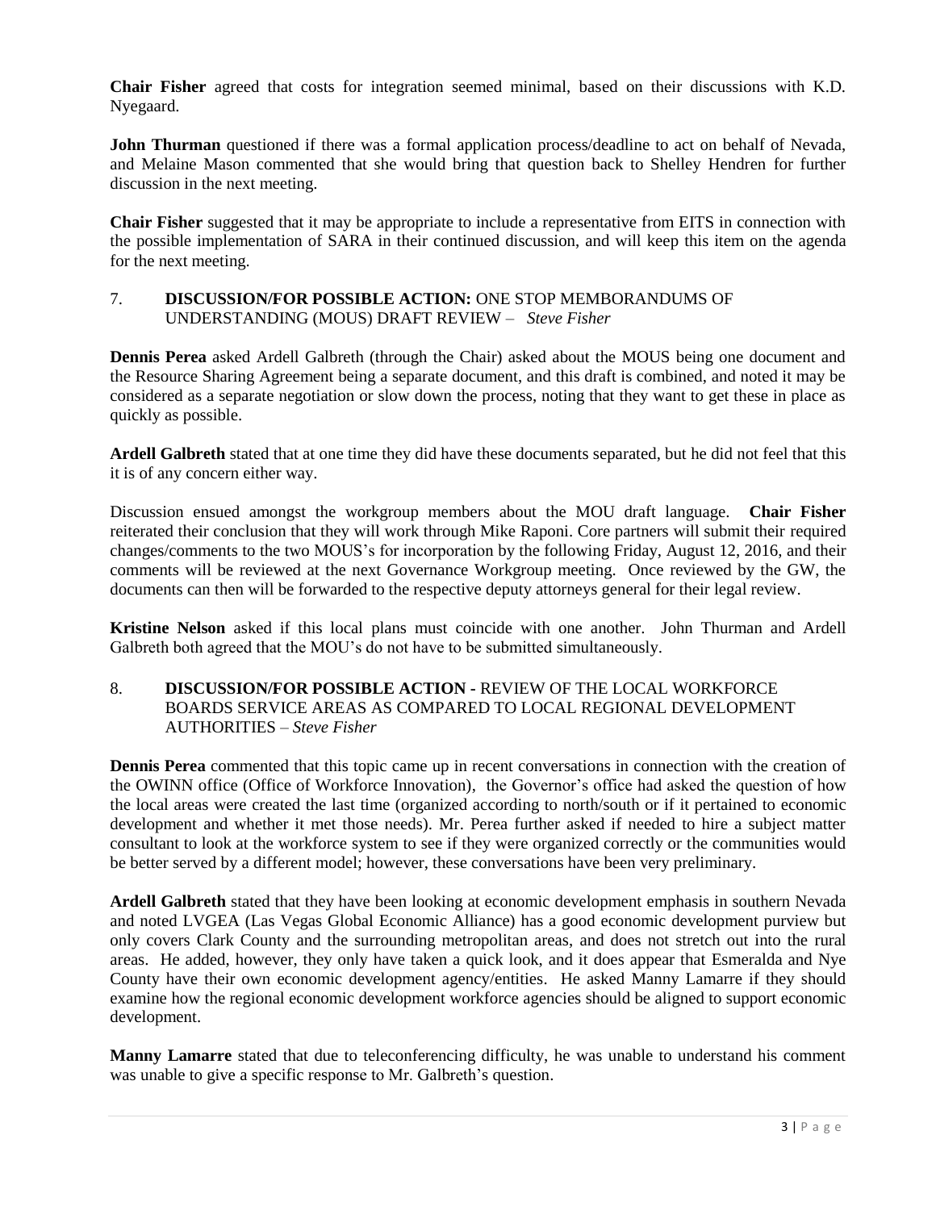**Chair Fisher** agreed that costs for integration seemed minimal, based on their discussions with K.D. Nyegaard.

**John Thurman** questioned if there was a formal application process/deadline to act on behalf of Nevada, and Melaine Mason commented that she would bring that question back to Shelley Hendren for further discussion in the next meeting.

**Chair Fisher** suggested that it may be appropriate to include a representative from EITS in connection with the possible implementation of SARA in their continued discussion, and will keep this item on the agenda for the next meeting.

7. **DISCUSSION/FOR POSSIBLE ACTION:** ONE STOP MEMBORANDUMS OF UNDERSTANDING (MOUS) DRAFT REVIEW – *Steve Fisher*

**Dennis Perea** asked Ardell Galbreth (through the Chair) asked about the MOUS being one document and the Resource Sharing Agreement being a separate document, and this draft is combined, and noted it may be considered as a separate negotiation or slow down the process, noting that they want to get these in place as quickly as possible.

**Ardell Galbreth** stated that at one time they did have these documents separated, but he did not feel that this it is of any concern either way.

Discussion ensued amongst the workgroup members about the MOU draft language. **Chair Fisher** reiterated their conclusion that they will work through Mike Raponi. Core partners will submit their required changes/comments to the two MOUS's for incorporation by the following Friday, August 12, 2016, and their comments will be reviewed at the next Governance Workgroup meeting. Once reviewed by the GW, the documents can then will be forwarded to the respective deputy attorneys general for their legal review.

**Kristine Nelson** asked if this local plans must coincide with one another. John Thurman and Ardell Galbreth both agreed that the MOU's do not have to be submitted simultaneously.

8. **DISCUSSION/FOR POSSIBLE ACTION -** REVIEW OF THE LOCAL WORKFORCE BOARDS SERVICE AREAS AS COMPARED TO LOCAL REGIONAL DEVELOPMENT AUTHORITIES – *Steve Fisher*

**Dennis Perea** commented that this topic came up in recent conversations in connection with the creation of the OWINN office (Office of Workforce Innovation), the Governor's office had asked the question of how the local areas were created the last time (organized according to north/south or if it pertained to economic development and whether it met those needs). Mr. Perea further asked if needed to hire a subject matter consultant to look at the workforce system to see if they were organized correctly or the communities would be better served by a different model; however, these conversations have been very preliminary.

**Ardell Galbreth** stated that they have been looking at economic development emphasis in southern Nevada and noted LVGEA (Las Vegas Global Economic Alliance) has a good economic development purview but only covers Clark County and the surrounding metropolitan areas, and does not stretch out into the rural areas. He added, however, they only have taken a quick look, and it does appear that Esmeralda and Nye County have their own economic development agency/entities. He asked Manny Lamarre if they should examine how the regional economic development workforce agencies should be aligned to support economic development.

**Manny Lamarre** stated that due to teleconferencing difficulty, he was unable to understand his comment was unable to give a specific response to Mr. Galbreth's question.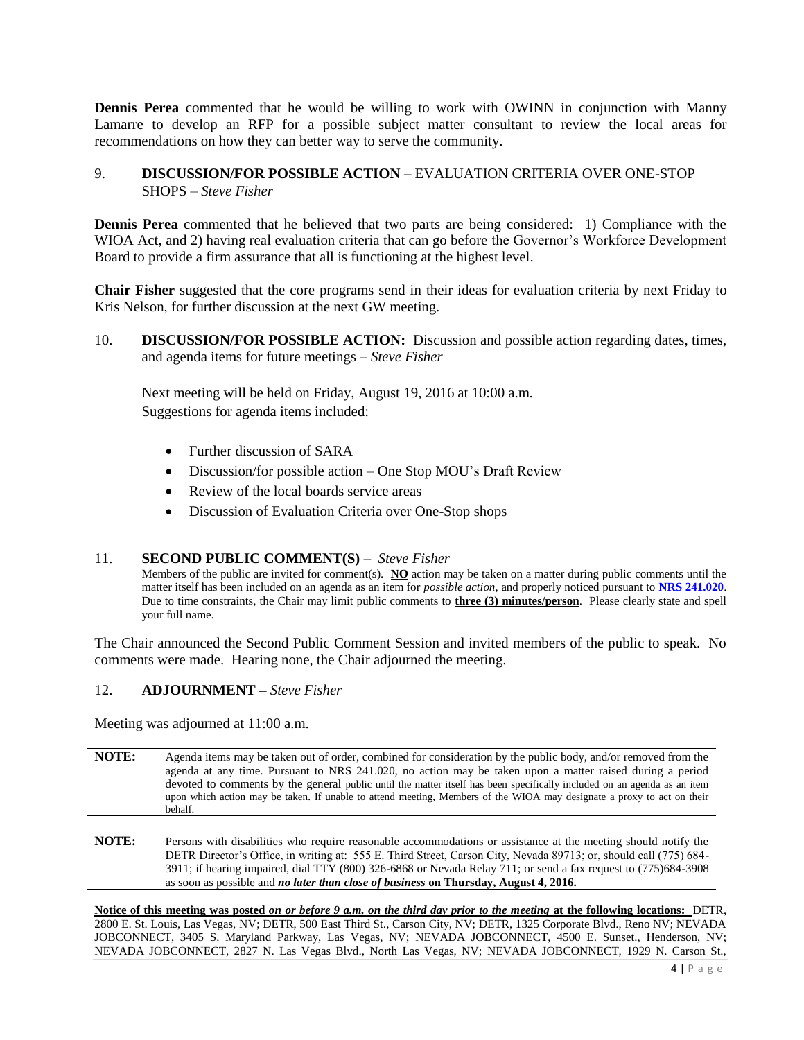**Dennis Perea** commented that he would be willing to work with OWINN in conjunction with Manny Lamarre to develop an RFP for a possible subject matter consultant to review the local areas for recommendations on how they can better way to serve the community.

9. **DISCUSSION/FOR POSSIBLE ACTION –** EVALUATION CRITERIA OVER ONE-STOP SHOPS – *Steve Fisher*

**Dennis Perea** commented that he believed that two parts are being considered: 1) Compliance with the WIOA Act, and 2) having real evaluation criteria that can go before the Governor's Workforce Development Board to provide a firm assurance that all is functioning at the highest level.

**Chair Fisher** suggested that the core programs send in their ideas for evaluation criteria by next Friday to Kris Nelson, for further discussion at the next GW meeting.

10. **DISCUSSION/FOR POSSIBLE ACTION:** Discussion and possible action regarding dates, times, and agenda items for future meetings – *Steve Fisher*

Next meeting will be held on Friday, August 19, 2016 at 10:00 a.m.
Suggestions for agenda items included:

- Further discussion of SARA
- Discussion/for possible action – One Stop MOU's Draft Review
- Review of the local boards service areas
- Discussion of Evaluation Criteria over One-Stop shops

11. **SECOND PUBLIC COMMENT(S) –** *Steve Fisher*

Members of the public are invited for comment(s). **NO** action may be taken on a matter during public comments until the matter itself has been included on an agenda as an item for *possible action*, and properly noticed pursuant to **NRS 241.020**. Due to time constraints, the Chair may limit public comments to **three (3) minutes/person**. Please clearly state and spell your full name.

The Chair announced the Second Public Comment Session and invited members of the public to speak. No comments were made. Hearing none, the Chair adjourned the meeting.

12. **ADJOURNMENT –** *Steve Fisher*

Meeting was adjourned at 11:00 a.m.

**NOTE:** Agenda items may be taken out of order, combined for consideration by the public body, and/or removed from the agenda at any time. Pursuant to NRS 241.020, no action may be taken upon a matter raised during a period devoted to comments by the general public until the matter itself has been specifically included on an agenda as an item upon which action may be taken. If unable to attend meeting, Members of the WIOA may designate a proxy to act on their behalf.

**NOTE:** Persons with disabilities who require reasonable accommodations or assistance at the meeting should notify the DETR Director's Office, in writing at: 555 E. Third Street, Carson City, Nevada 89713; or, should call (775) 684-3911; if hearing impaired, dial TTY (800) 326-6868 or Nevada Relay 711; or send a fax request to (775)684-3908 as soon as possible and ***no later than close of business* on Thursday, August 4, 2016.**

**Notice of this meeting was posted *on or before 9 a.m. on the third day prior to the meeting* at the following locations:** DETR, 2800 E. St. Louis, Las Vegas, NV; DETR, 500 East Third St., Carson City, NV; DETR, 1325 Corporate Blvd., Reno NV; NEVADA JOBCONNECT, 3405 S. Maryland Parkway, Las Vegas, NV; NEVADA JOBCONNECT, 4500 E. Sunset., Henderson, NV; NEVADA JOBCONNECT, 2827 N. Las Vegas Blvd., North Las Vegas, NV; NEVADA JOBCONNECT, 1929 N. Carson St.,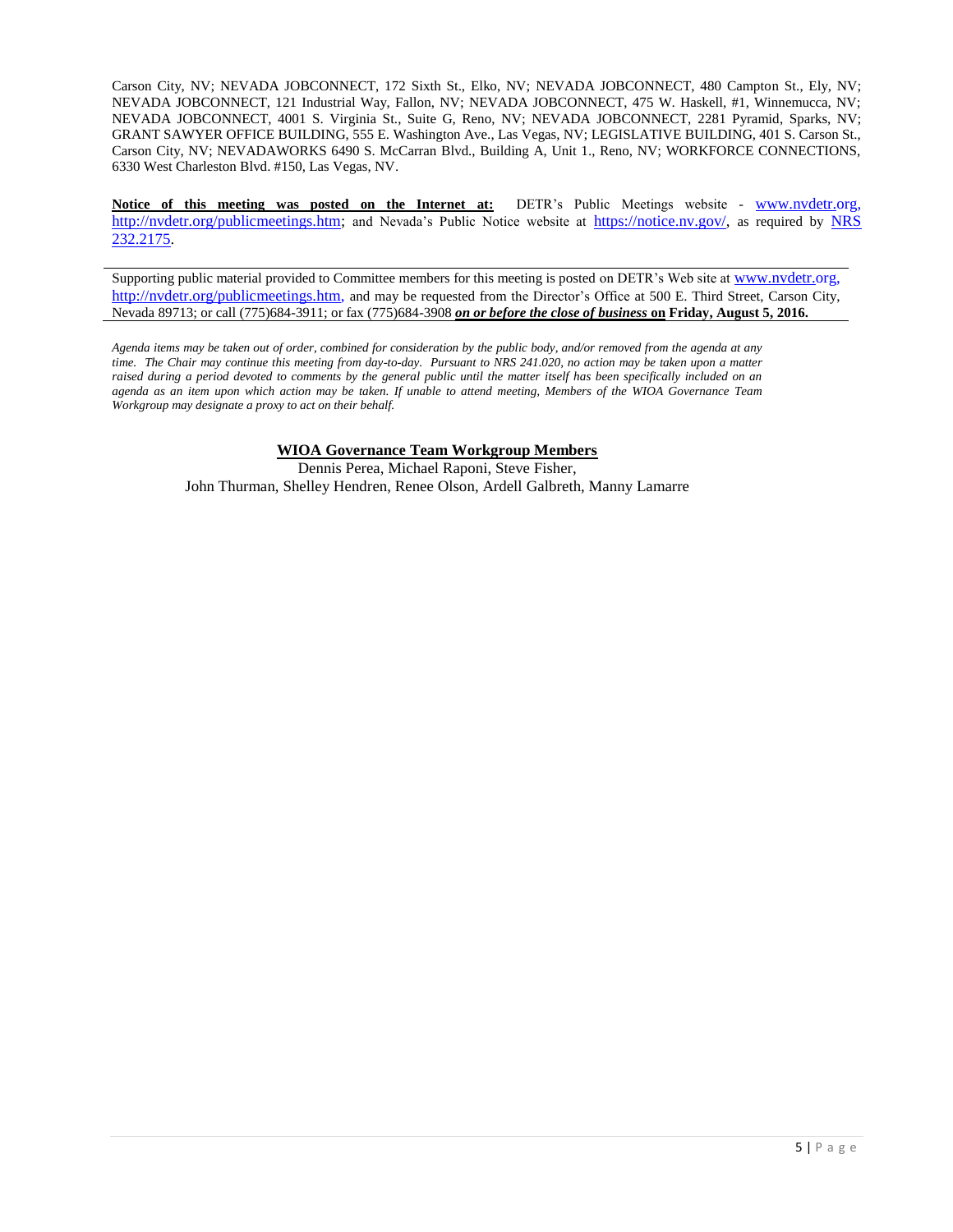Carson City, NV; NEVADA JOBCONNECT, 172 Sixth St., Elko, NV; NEVADA JOBCONNECT, 480 Campton St., Ely, NV; NEVADA JOBCONNECT, 121 Industrial Way, Fallon, NV; NEVADA JOBCONNECT, 475 W. Haskell, #1, Winnemucca, NV; NEVADA JOBCONNECT, 4001 S. Virginia St., Suite G, Reno, NV; NEVADA JOBCONNECT, 2281 Pyramid, Sparks, NV; GRANT SAWYER OFFICE BUILDING, 555 E. Washington Ave., Las Vegas, NV; LEGISLATIVE BUILDING, 401 S. Carson St., Carson City, NV; NEVADAWORKS 6490 S. McCarran Blvd., Building A, Unit 1., Reno, NV; WORKFORCE CONNECTIONS, 6330 West Charleston Blvd. #150, Las Vegas, NV.

**Notice of this meeting was posted on the Internet at:** DETR's Public Meetings website - www.nvdetr.org, http://nvdetr.org/publicmeetings.htm; and Nevada's Public Notice website at https://notice.nv.gov/, as required by NRS 232.2175.

---

Supporting public material provided to Committee members for this meeting is posted on DETR's Web site at www.nvdetr.org, http://nvdetr.org/publicmeetings.htm, and may be requested from the Director's Office at 500 E. Third Street, Carson City, Nevada 89713; or call (775)684-3911; or fax (775)684-3908 ***on or before the close of business*** **on Friday, August 5, 2016.**

---

*Agenda items may be taken out of order, combined for consideration by the public body, and/or removed from the agenda at any time. The Chair may continue this meeting from day-to-day. Pursuant to NRS 241.020, no action may be taken upon a matter raised during a period devoted to comments by the general public until the matter itself has been specifically included on an agenda as an item upon which action may be taken. If unable to attend meeting, Members of the WIOA Governance Team Workgroup may designate a proxy to act on their behalf.*

**WIOA Governance Team Workgroup Members**

Dennis Perea, Michael Raponi, Steve Fisher,
John Thurman, Shelley Hendren, Renee Olson, Ardell Galbreth, Manny Lamarre